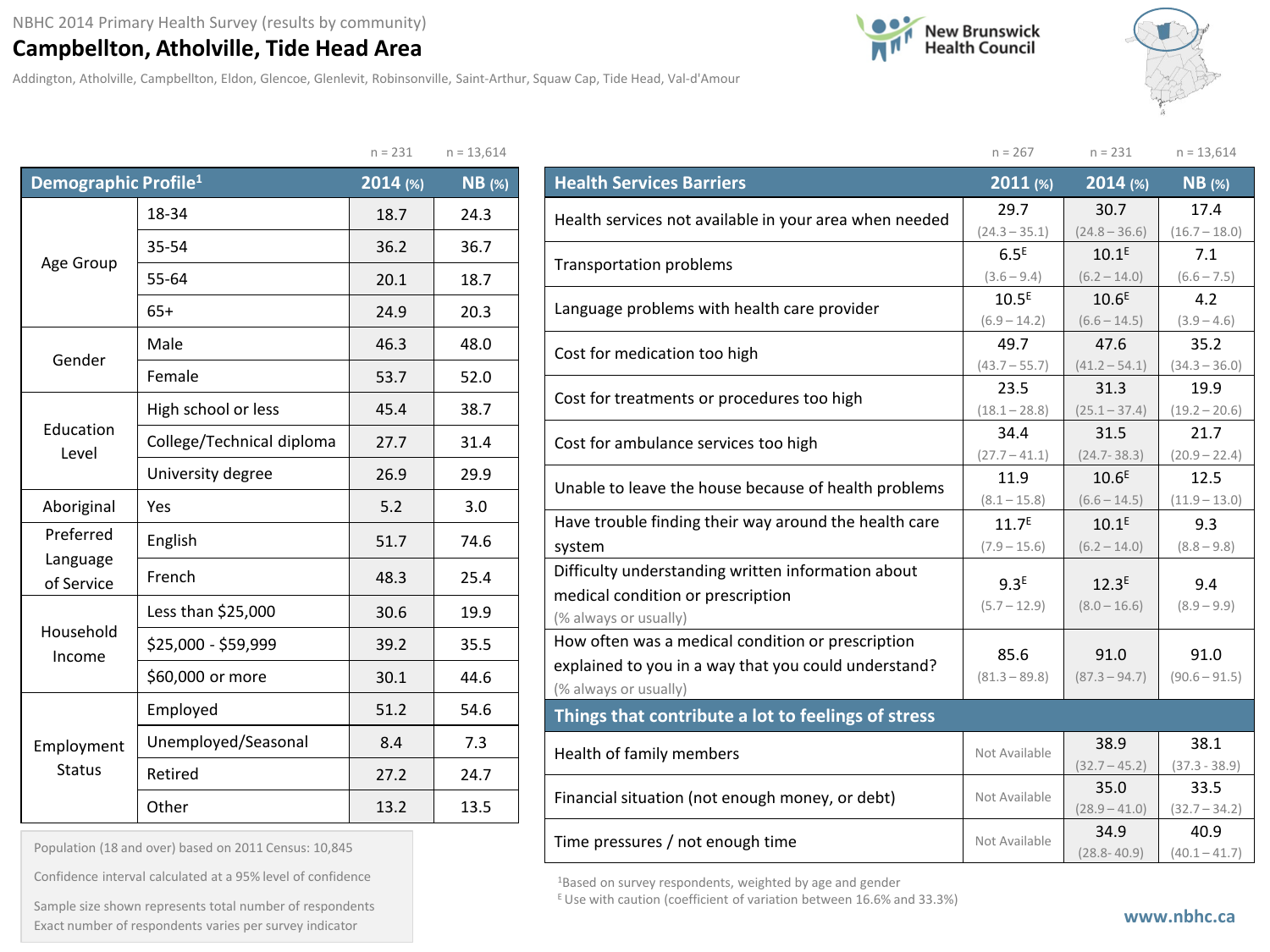NBHC 2014 Primary Health Survey (results by community)

# Campbellton, Atholville, Tide Head Area

Addington, Atholville, Campbellton, Eldon, Glencoe, Glenlevit, Robinsonville, Saint-Arthur, Squaw Cap, Tide Head, Val-d'Amour

New Brunswick Health Council

| Demographic Profile[1] | | 2014 (%) | NB (%) |
|---|---|---|---|
| | | n = 231 | n = 13,614 |
| Age Group | 18-34 | 18.7 | 24.3 |
| | 35-54 | 36.2 | 36.7 |
| | 55-64 | 20.1 | 18.7 |
| | 65+ | 24.9 | 20.3 |
| Gender | Male | 46.3 | 48.0 |
| | Female | 53.7 | 52.0 |
| Education Level | High school or less | 45.4 | 38.7 |
| | College/Technical diploma | 27.7 | 31.4 |
| | University degree | 26.9 | 29.9 |
| Aboriginal | Yes | 5.2 | 3.0 |
| Preferred Language of Service | English | 51.7 | 74.6 |
| | French | 48.3 | 25.4 |
| Household Income | Less than $25,000 | 30.6 | 19.9 |
| | $25,000 - $59,999 | 39.2 | 35.5 |
| | $60,000 or more | 30.1 | 44.6 |
| Employment Status | Employed | 51.2 | 54.6 |
| | Unemployed/Seasonal | 8.4 | 7.3 |
| | Retired | 27.2 | 24.7 |
| | Other | 13.2 | 13.5 |

Population (18 and over) based on 2011 Census: 10,845

Confidence interval calculated at a 95% level of confidence

Sample size shown represents total number of respondents
Exact number of respondents varies per survey indicator

| Health Services Barriers | 2011 (%) | 2014 (%) | NB (%) |
|---|---|---|---|
| | n = 267 | n = 231 | n = 13,614 |
| Health services not available in your area when needed | 29.7 (24.3 – 35.1) | 30.7 (24.8 – 36.6) | 17.4 (16.7 – 18.0) |
| Transportation problems | 6.5[E] (3.6 – 9.4) | 10.1[E] (6.2 – 14.0) | 7.1 (6.6 – 7.5) |
| Language problems with health care provider | 10.5[E] (6.9 – 14.2) | 10.6[E] (6.6 – 14.5) | 4.2 (3.9 – 4.6) |
| Cost for medication too high | 49.7 (43.7 – 55.7) | 47.6 (41.2 – 54.1) | 35.2 (34.3 – 36.0) |
| Cost for treatments or procedures too high | 23.5 (18.1 – 28.8) | 31.3 (25.1 – 37.4) | 19.9 (19.2 – 20.6) |
| Cost for ambulance services too high | 34.4 (27.7 – 41.1) | 31.5 (24.7- 38.3) | 21.7 (20.9 – 22.4) |
| Unable to leave the house because of health problems | 11.9 (8.1 – 15.8) | 10.6[E] (6.6 – 14.5) | 12.5 (11.9 – 13.0) |
| Have trouble finding their way around the health care system | 11.7[E] (7.9 – 15.6) | 10.1[E] (6.2 – 14.0) | 9.3 (8.8 – 9.8) |
| Difficulty understanding written information about medical condition or prescription (% always or usually) | 9.3[E] (5.7 – 12.9) | 12.3[E] (8.0 – 16.6) | 9.4 (8.9 – 9.9) |
| How often was a medical condition or prescription explained to you in a way that you could understand? (% always or usually) | 85.6 (81.3 – 89.8) | 91.0 (87.3 – 94.7) | 91.0 (90.6 – 91.5) |
| **Things that contribute a lot to feelings of stress** | | | |
| Health of family members | Not Available | 38.9 (32.7 – 45.2) | 38.1 (37.3 - 38.9) |
| Financial situation (not enough money, or debt) | Not Available | 35.0 (28.9 – 41.0) | 33.5 (32.7 – 34.2) |
| Time pressures / not enough time | Not Available | 34.9 (28.8- 40.9) | 40.9 (40.1 – 41.7) |

[1]Based on survey respondents, weighted by age and gender

[E] Use with caution (coefficient of variation between 16.6% and 33.3%)

www.nbhc.ca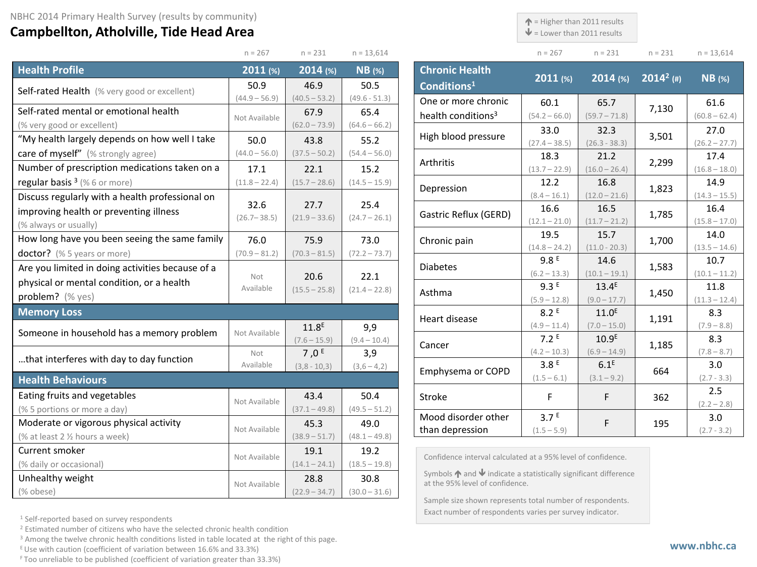NBHC 2014 Primary Health Survey (results by community)

# Campbellton, Atholville, Tide Head Area

| Health Profile | 2011 (%) n = 267 | 2014 (%) n = 231 | NB (%) n = 13,614 |
|---|---|---|---|
| Self-rated Health (% very good or excellent) | 50.9 (44.9 – 56.9) | 46.9 (40.5 – 53.2) | 50.5 (49.6 - 51.3) |
| Self-rated mental or emotional health (% very good or excellent) | Not Available | 67.9 (62.0 – 73.9) | 65.4 (64.6 – 66.2) |
| "My health largely depends on how well I take care of myself" (% strongly agree) | 50.0 (44.0 – 56.0) | 43.8 (37.5 – 50.2) | 55.2 (54.4 – 56.0) |
| Number of prescription medications taken on a regular basis [3] (% 6 or more) | 17.1 (11.8 – 22.4) | 22.1 (15.7 – 28.6) | 15.2 (14.5 – 15.9) |
| Discuss regularly with a health professional on improving health or preventing illness (% always or usually) | 32.6 (26.7– 38.5) | 27.7 (21.9 – 33.6) | 25.4 (24.7 – 26.1) |
| How long have you been seeing the same family doctor? (% 5 years or more) | 76.0 (70.9 – 81.2) | 75.9 (70.3 – 81.5) | 73.0 (72.2 – 73.7) |
| Are you limited in doing activities because of a physical or mental condition, or a health problem? (% yes) | Not Available | 20.6 (15.5 – 25.8) | 22.1 (21.4 – 22.8) |
| **Memory Loss** | | | |
| Someone in household has a memory problem | Not Available | 11.8[E] (7.6 – 15.9) | 9,9 (9.4 – 10.4) |
| …that interferes with day to day function | Not Available | 7 ,0 [E] (3,8 - 10,3) | 3,9 (3,6 – 4,2) |
| **Health Behaviours** | | | |
| Eating fruits and vegetables (% 5 portions or more a day) | Not Available | 43.4 (37.1 – 49.8) | 50.4 (49.5 – 51.2) |
| Moderate or vigorous physical activity (% at least 2 ½ hours a week) | Not Available | 45.3 (38.9 – 51.7) | 49.0 (48.1 – 49.8) |
| Current smoker (% daily or occasional) | Not Available | 19.1 (14.1 – 24.1) | 19.2 (18.5 – 19.8) |
| Unhealthy weight (% obese) | Not Available | 28.8 (22.9 – 34.7) | 30.8 (30.0 – 31.6) |

↑ = Higher than 2011 results
↓ = Lower than 2011 results

| Chronic Health Conditions[1] | 2011 (%) n = 267 | 2014 (%) n = 231 | 2014[2] (#) n = 231 | NB (%) n = 13,614 |
|---|---|---|---|---|
| One or more chronic health conditions[3] | 60.1 (54.2 – 66.0) | 65.7 (59.7 – 71.8) | 7,130 | 61.6 (60.8 – 62.4) |
| High blood pressure | 33.0 (27.4 – 38.5) | 32.3 (26.3 - 38.3) | 3,501 | 27.0 (26.2 – 27.7) |
| Arthritis | 18.3 (13.7 – 22.9) | 21.2 (16.0 – 26.4) | 2,299 | 17.4 (16.8 – 18.0) |
| Depression | 12.2 (8.4 – 16.1) | 16.8 (12.0 – 21.6) | 1,823 | 14.9 (14.3 – 15.5) |
| Gastric Reflux (GERD) | 16.6 (12.1 – 21.0) | 16.5 (11.7 – 21.2) | 1,785 | 16.4 (15.8 – 17.0) |
| Chronic pain | 19.5 (14.8 – 24.2) | 15.7 (11.0 - 20.3) | 1,700 | 14.0 (13.5 – 14.6) |
| Diabetes | 9.8 [E] (6.2 – 13.3) | 14.6 (10.1 – 19.1) | 1,583 | 10.7 (10.1 – 11.2) |
| Asthma | 9.3 [E] (5.9 – 12.8) | 13.4[E] (9.0 – 17.7) | 1,450 | 11.8 (11.3 – 12.4) |
| Heart disease | 8.2 [E] (4.9 – 11.4) | 11.0[E] (7.0 – 15.0) | 1,191 | 8.3 (7.9 – 8.8) |
| Cancer | 7.2 [E] (4.2 – 10.3) | 10.9[E] (6.9 – 14.9) | 1,185 | 8.3 (7.8 – 8.7) |
| Emphysema or COPD | 3.8 [E] (1.5 – 6.1) | 6.1[E] (3.1 – 9.2) | 664 | 3.0 (2.7 - 3.3) |
| Stroke | F | F | 362 | 2.5 (2.2 – 2.8) |
| Mood disorder other than depression | 3.7 [E] (1.5 – 5.9) | F | 195 | 3.0 (2.7 - 3.2) |

Confidence interval calculated at a 95% level of confidence.

Symbols ↑ and ↓ indicate a statistically significant difference at the 95% level of confidence.

Sample size shown represents total number of respondents. Exact number of respondents varies per survey indicator.

[1] Self-reported based on survey respondents
[2] Estimated number of citizens who have the selected chronic health condition
[3] Among the twelve chronic health conditions listed in table located at the right of this page.
[E] Use with caution (coefficient of variation between 16.6% and 33.3%)
[F] Too unreliable to be published (coefficient of variation greater than 33.3%)

www.nbhc.ca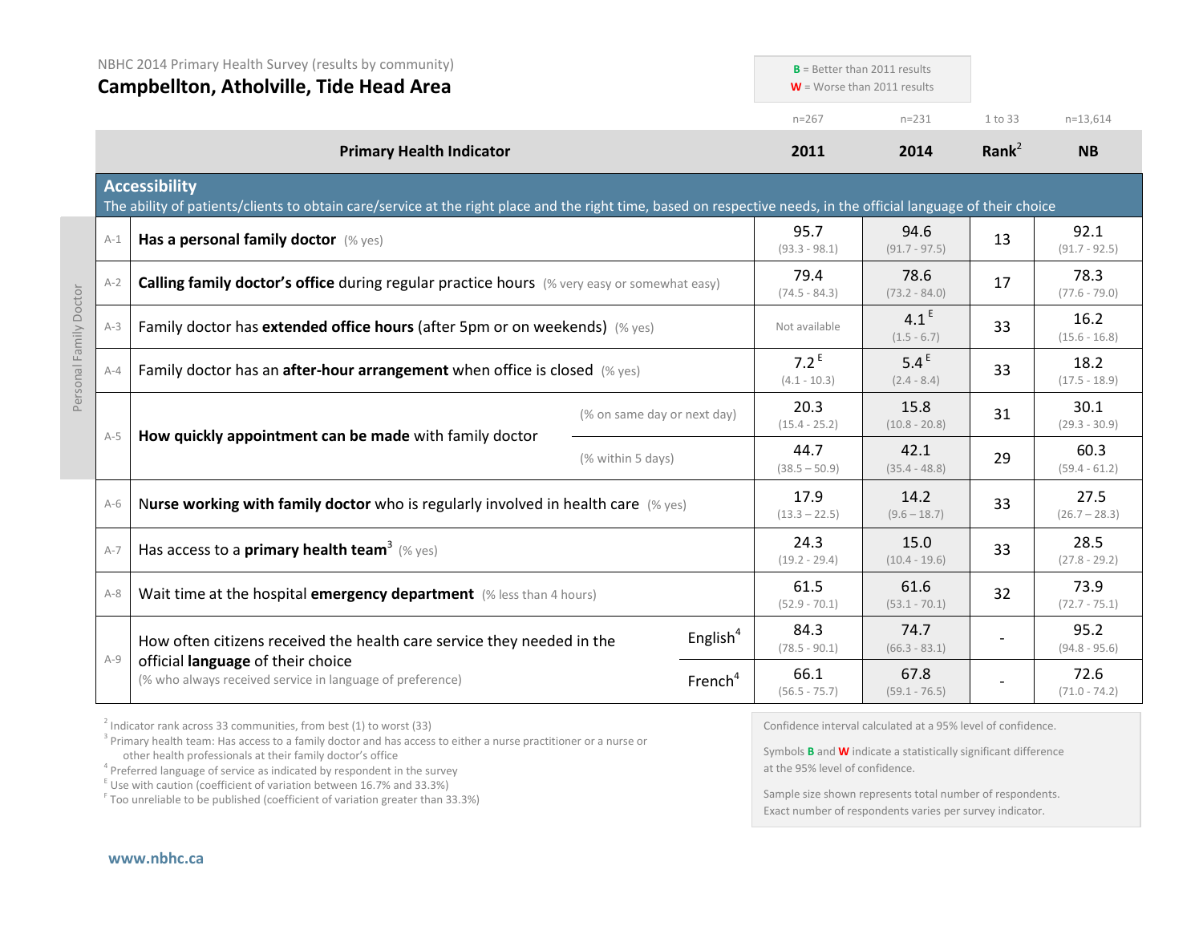NBHC 2014 Primary Health Survey (results by community)

# Campbellton, Atholville, Tide Head Area

**B** = Better than 2011 results
**W** = Worse than 2011 results

| | Primary Health Indicator | | 2011 (n=267) | 2014 (n=231) | Rank[2] (1 to 33) | NB (n=13,614) |
|---|---|---|---|---|---|---|
| | **Accessibility** — The ability of patients/clients to obtain care/service at the right place and the right time, based on respective needs, in the official language of their choice | | | | | |
| A-1 | **Has a personal family doctor** (% yes) | | 95.7 (93.3 - 98.1) | 94.6 (91.7 - 97.5) | 13 | 92.1 (91.7 - 92.5) |
| A-2 | **Calling family doctor's office** during regular practice hours (% very easy or somewhat easy) | | 79.4 (74.5 - 84.3) | 78.6 (73.2 - 84.0) | 17 | 78.3 (77.6 - 79.0) |
| A-3 | Family doctor has **extended office hours** (after 5pm or on weekends) (% yes) | | Not available | 4.1 [E] (1.5 - 6.7) | 33 | 16.2 (15.6 - 16.8) |
| A-4 | Family doctor has an **after-hour arrangement** when office is closed (% yes) | | 7.2 [E] (4.1 - 10.3) | 5.4 [E] (2.4 - 8.4) | 33 | 18.2 (17.5 - 18.9) |
| A-5 | **How quickly appointment can be made** with family doctor | (% on same day or next day) | 20.3 (15.4 - 25.2) | 15.8 (10.8 - 20.8) | 31 | 30.1 (29.3 - 30.9) |
| | | (% within 5 days) | 44.7 (38.5 – 50.9) | 42.1 (35.4 - 48.8) | 29 | 60.3 (59.4 - 61.2) |
| A-6 | **Nurse working with family doctor** who is regularly involved in health care (% yes) | | 17.9 (13.3 – 22.5) | 14.2 (9.6 – 18.7) | 33 | 27.5 (26.7 – 28.3) |
| A-7 | Has access to a **primary health team**[3] (% yes) | | 24.3 (19.2 - 29.4) | 15.0 (10.4 - 19.6) | 33 | 28.5 (27.8 - 29.2) |
| A-8 | Wait time at the hospital **emergency department** (% less than 4 hours) | | 61.5 (52.9 - 70.1) | 61.6 (53.1 - 70.1) | 32 | 73.9 (72.7 - 75.1) |
| A-9 | How often citizens received the health care service they needed in the official **language** of their choice (% who always received service in language of preference) | English[4] | 84.3 (78.5 - 90.1) | 74.7 (66.3 - 83.1) | - | 95.2 (94.8 - 95.6) |
| | | French[4] | 66.1 (56.5 - 75.7) | 67.8 (59.1 - 76.5) | - | 72.6 (71.0 - 74.2) |

*Rows A-1 to A-5: Personal Family Doctor*

[2] Indicator rank across 33 communities, from best (1) to worst (33)
[3] Primary health team: Has access to a family doctor and has access to either a nurse practitioner or a nurse or other health professionals at their family doctor's office
[4] Preferred language of service as indicated by respondent in the survey
[E] Use with caution (coefficient of variation between 16.7% and 33.3%)
[F] Too unreliable to be published (coefficient of variation greater than 33.3%)

Confidence interval calculated at a 95% level of confidence.

Symbols **B** and **W** indicate a statistically significant difference at the 95% level of confidence.

Sample size shown represents total number of respondents. Exact number of respondents varies per survey indicator.

www.nbhc.ca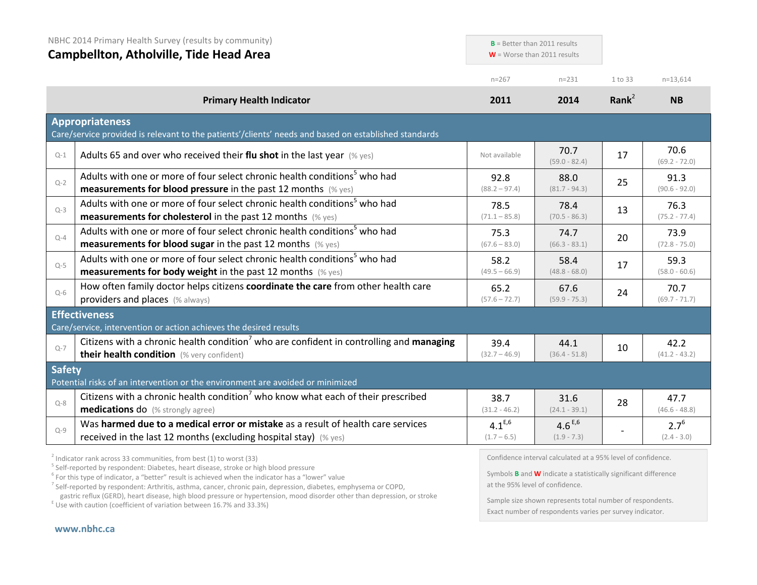NBHC 2014 Primary Health Survey (results by community)

# Campbellton, Atholville, Tide Head Area

**B** = Better than 2011 results
**W** = Worse than 2011 results

| | Primary Health Indicator | 2011 (n=267) | 2014 (n=231) | Rank[2] (1 to 33) | NB (n=13,614) |
|---|---|---|---|---|---|
| | **Appropriateness** Care/service provided is relevant to the patients'/clients' needs and based on established standards | | | | |
| Q-1 | Adults 65 and over who received their **flu shot** in the last year (% yes) | Not available | 70.7 (59.0 - 82.4) | 17 | 70.6 (69.2 - 72.0) |
| Q-2 | Adults with one or more of four select chronic health conditions[5] who had **measurements for blood pressure** in the past 12 months (% yes) | 92.8 (88.2 – 97.4) | 88.0 (81.7 - 94.3) | 25 | 91.3 (90.6 - 92.0) |
| Q-3 | Adults with one or more of four select chronic health conditions[5] who had **measurements for cholesterol** in the past 12 months (% yes) | 78.5 (71.1 – 85.8) | 78.4 (70.5 - 86.3) | 13 | 76.3 (75.2 - 77.4) |
| Q-4 | Adults with one or more of four select chronic health conditions[5] who had **measurements for blood sugar** in the past 12 months (% yes) | 75.3 (67.6 – 83.0) | 74.7 (66.3 - 83.1) | 20 | 73.9 (72.8 - 75.0) |
| Q-5 | Adults with one or more of four select chronic health conditions[5] who had **measurements for body weight** in the past 12 months (% yes) | 58.2 (49.5 – 66.9) | 58.4 (48.8 - 68.0) | 17 | 59.3 (58.0 - 60.6) |
| Q-6 | How often family doctor helps citizens **coordinate the care** from other health care providers and places (% always) | 65.2 (57.6 – 72.7) | 67.6 (59.9 - 75.3) | 24 | 70.7 (69.7 - 71.7) |
| | **Effectiveness** Care/service, intervention or action achieves the desired results | | | | |
| Q-7 | Citizens with a chronic health condition[7] who are confident in controlling and **managing their health condition** (% very confident) | 39.4 (32.7 – 46.9) | 44.1 (36.4 - 51.8) | 10 | 42.2 (41.2 - 43.2) |
| | **Safety** Potential risks of an intervention or the environment are avoided or minimized | | | | |
| Q-8 | Citizens with a chronic health condition[7] who know what each of their prescribed **medications** do (% strongly agree) | 38.7 (31.2 - 46.2) | 31.6 (24.1 - 39.1) | 28 | 47.7 (46.6 - 48.8) |
| Q-9 | Was **harmed due to a medical error or mistake** as a result of health care services received in the last 12 months (excluding hospital stay) (% yes) | 4.1[E,6] (1.7 – 6.5) | 4.6[E,6] (1.9 - 7.3) | - | 2.7[6] (2.4 - 3.0) |

[2] Indicator rank across 33 communities, from best (1) to worst (33)
[5] Self-reported by respondent: Diabetes, heart disease, stroke or high blood pressure
[6] For this type of indicator, a "better" result is achieved when the indicator has a "lower" value
[7] Self-reported by respondent: Arthritis, asthma, cancer, chronic pain, depression, diabetes, emphysema or COPD, gastric reflux (GERD), heart disease, high blood pressure or hypertension, mood disorder other than depression, or stroke
[E] Use with caution (coefficient of variation between 16.7% and 33.3%)

Confidence interval calculated at a 95% level of confidence.

Symbols **B** and **W** indicate a statistically significant difference at the 95% level of confidence.

Sample size shown represents total number of respondents. Exact number of respondents varies per survey indicator.

www.nbhc.ca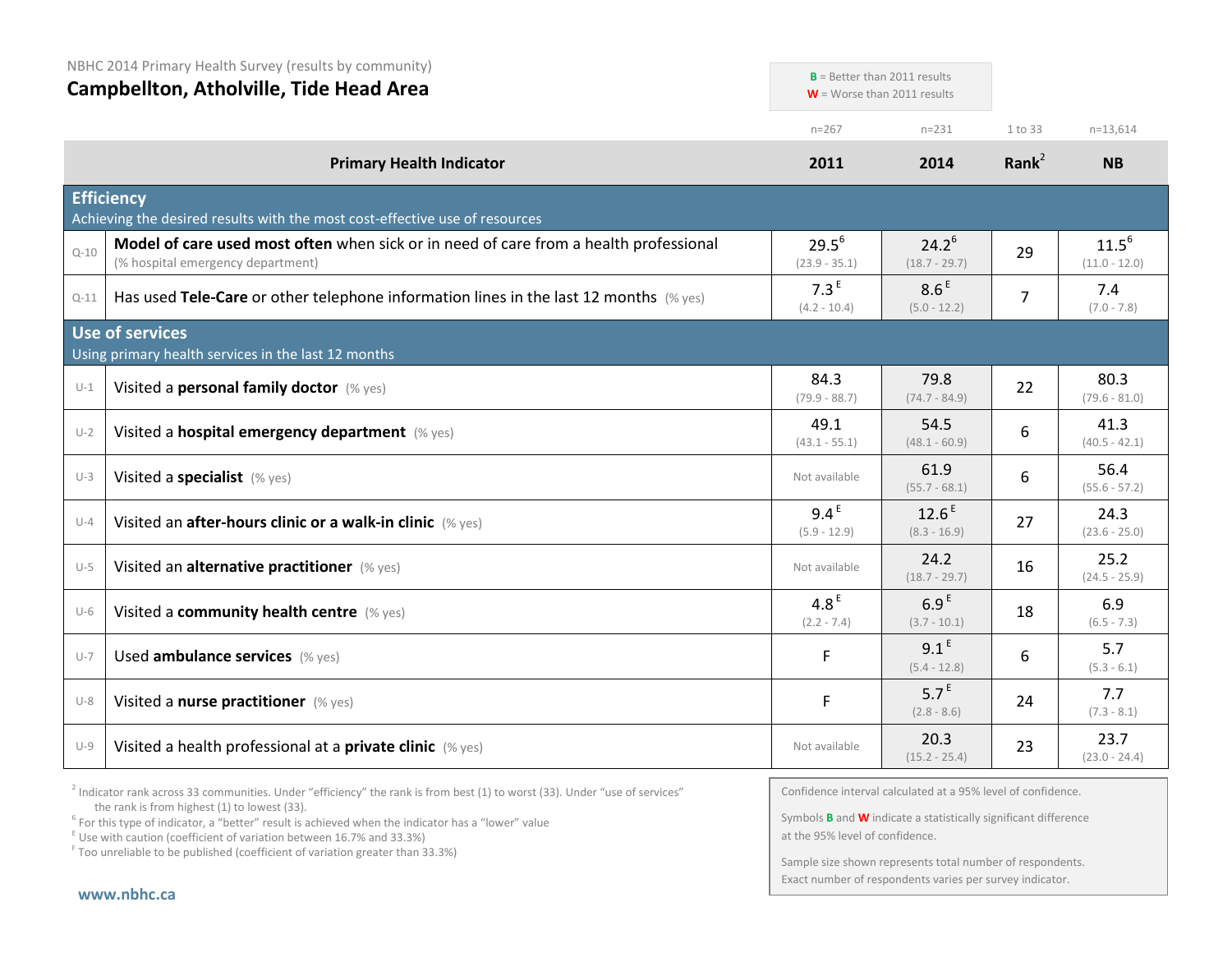NBHC 2014 Primary Health Survey (results by community)

# Campbellton, Atholville, Tide Head Area

**B** = Better than 2011 results
**W** = Worse than 2011 results

| | Primary Health Indicator | 2011 (n=267) | 2014 (n=231) | Rank[2] (1 to 33) | NB (n=13,614) |
|---|---|---|---|---|---|
| **Efficiency** – Achieving the desired results with the most cost-effective use of resources | | | | | |
| Q-10 | **Model of care used most often** when sick or in need of care from a health professional (% hospital emergency department) | 29.5[6] (23.9 - 35.1) | 24.2[6] (18.7 - 29.7) | 29 | 11.5[6] (11.0 - 12.0) |
| Q-11 | Has used **Tele-Care** or other telephone information lines in the last 12 months (% yes) | 7.3 [E] (4.2 - 10.4) | 8.6 [E] (5.0 - 12.2) | 7 | 7.4 (7.0 - 7.8) |
| **Use of services** – Using primary health services in the last 12 months | | | | | |
| U-1 | Visited a **personal family doctor** (% yes) | 84.3 (79.9 - 88.7) | 79.8 (74.7 - 84.9) | 22 | 80.3 (79.6 - 81.0) |
| U-2 | Visited a **hospital emergency department** (% yes) | 49.1 (43.1 - 55.1) | 54.5 (48.1 - 60.9) | 6 | 41.3 (40.5 - 42.1) |
| U-3 | Visited a **specialist** (% yes) | Not available | 61.9 (55.7 - 68.1) | 6 | 56.4 (55.6 - 57.2) |
| U-4 | Visited an **after-hours clinic or a walk-in clinic** (% yes) | 9.4 [E] (5.9 - 12.9) | 12.6 [E] (8.3 - 16.9) | 27 | 24.3 (23.6 - 25.0) |
| U-5 | Visited an **alternative practitioner** (% yes) | Not available | 24.2 (18.7 - 29.7) | 16 | 25.2 (24.5 - 25.9) |
| U-6 | Visited a **community health centre** (% yes) | 4.8 [E] (2.2 - 7.4) | 6.9 [E] (3.7 - 10.1) | 18 | 6.9 (6.5 - 7.3) |
| U-7 | Used **ambulance services** (% yes) | F | 9.1 [E] (5.4 - 12.8) | 6 | 5.7 (5.3 - 6.1) |
| U-8 | Visited a **nurse practitioner** (% yes) | F | 5.7 [E] (2.8 - 8.6) | 24 | 7.7 (7.3 - 8.1) |
| U-9 | Visited a health professional at a **private clinic** (% yes) | Not available | 20.3 (15.2 - 25.4) | 23 | 23.7 (23.0 - 24.4) |

[2] Indicator rank across 33 communities. Under "efficiency" the rank is from best (1) to worst (33). Under "use of services" the rank is from highest (1) to lowest (33).
[6] For this type of indicator, a "better" result is achieved when the indicator has a "lower" value
[E] Use with caution (coefficient of variation between 16.7% and 33.3%)
[F] Too unreliable to be published (coefficient of variation greater than 33.3%)

Confidence interval calculated at a 95% level of confidence.

Symbols **B** and **W** indicate a statistically significant difference at the 95% level of confidence.

Sample size shown represents total number of respondents. Exact number of respondents varies per survey indicator.

**www.nbhc.ca**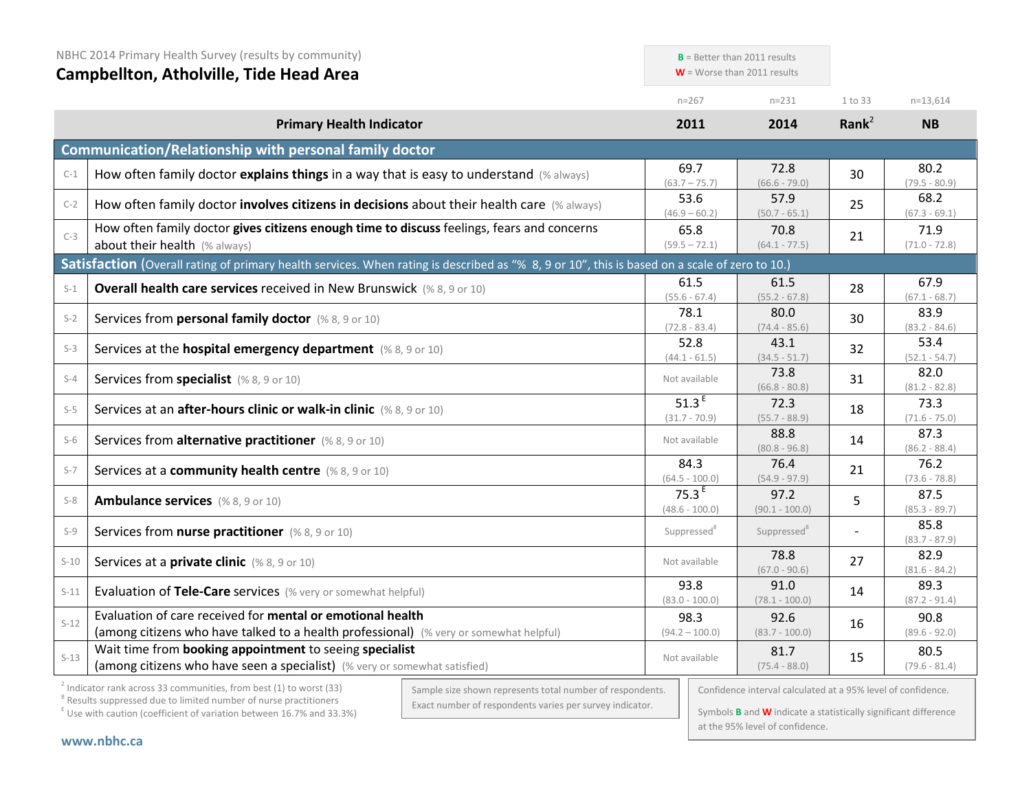NBHC 2014 Primary Health Survey (results by community)

# Campbellton, Atholville, Tide Head Area

**B** = Better than 2011 results
**W** = Worse than 2011 results

| | Primary Health Indicator | 2011 (n=267) | 2014 (n=231) | Rank[2] (1 to 33) | NB (n=13,614) |
|---|---|---|---|---|---|
| | **Communication/Relationship with personal family doctor** | | | | |
| C-1 | How often family doctor **explains things** in a way that is easy to understand (% always) | 69.7 (63.7 – 75.7) | 72.8 (66.6 - 79.0) | 30 | 80.2 (79.5 - 80.9) |
| C-2 | How often family doctor **involves citizens in decisions** about their health care (% always) | 53.6 (46.9 – 60.2) | 57.9 (50.7 - 65.1) | 25 | 68.2 (67.3 - 69.1) |
| C-3 | How often family doctor **gives citizens enough time to discuss** feelings, fears and concerns about their health (% always) | 65.8 (59.5 – 72.1) | 70.8 (64.1 - 77.5) | 21 | 71.9 (71.0 - 72.8) |
| | **Satisfaction** (Overall rating of primary health services. When rating is described as "% 8, 9 or 10", this is based on a scale of zero to 10.) | | | | |
| S-1 | **Overall health care services** received in New Brunswick (% 8, 9 or 10) | 61.5 (55.6 - 67.4) | 61.5 (55.2 - 67.8) | 28 | 67.9 (67.1 - 68.7) |
| S-2 | Services from **personal family doctor** (% 8, 9 or 10) | 78.1 (72.8 - 83.4) | 80.0 (74.4 - 85.6) | 30 | 83.9 (83.2 - 84.6) |
| S-3 | Services at the **hospital emergency department** (% 8, 9 or 10) | 52.8 (44.1 - 61.5) | 43.1 (34.5 - 51.7) | 32 | 53.4 (52.1 - 54.7) |
| S-4 | Services from **specialist** (% 8, 9 or 10) | Not available | 73.8 (66.8 - 80.8) | 31 | 82.0 (81.2 - 82.8) |
| S-5 | Services at an **after-hours clinic or walk-in clinic** (% 8, 9 or 10) | 51.3 E (31.7 - 70.9) | 72.3 (55.7 - 88.9) | 18 | 73.3 (71.6 - 75.0) |
| S-6 | Services from **alternative practitioner** (% 8, 9 or 10) | Not available | 88.8 (80.8 - 96.8) | 14 | 87.3 (86.2 - 88.4) |
| S-7 | Services at a **community health centre** (% 8, 9 or 10) | 84.3 (64.5 - 100.0) | 76.4 (54.9 - 97.9) | 21 | 76.2 (73.6 - 78.8) |
| S-8 | **Ambulance services** (% 8, 9 or 10) | 75.3 E (48.6 - 100.0) | 97.2 (90.1 - 100.0) | 5 | 87.5 (85.3 - 89.7) |
| S-9 | Services from **nurse practitioner** (% 8, 9 or 10) | Suppressed[8] | Suppressed[8] | - | 85.8 (83.7 - 87.9) |
| S-10 | Services at a **private clinic** (% 8, 9 or 10) | Not available | 78.8 (67.0 - 90.6) | 27 | 82.9 (81.6 - 84.2) |
| S-11 | Evaluation of **Tele-Care** services (% very or somewhat helpful) | 93.8 (83.0 - 100.0) | 91.0 (78.1 - 100.0) | 14 | 89.3 (87.2 - 91.4) |
| S-12 | Evaluation of care received for **mental or emotional health** (among citizens who have talked to a health professional) (% very or somewhat helpful) | 98.3 (94.2 – 100.0) | 92.6 (83.7 - 100.0) | 16 | 90.8 (89.6 - 92.0) |
| S-13 | Wait time from **booking appointment** to seeing **specialist** (among citizens who have seen a specialist) (% very or somewhat satisfied) | Not available | 81.7 (75.4 - 88.0) | 15 | 80.5 (79.6 - 81.4) |

[2] Indicator rank across 33 communities, from best (1) to worst (33)
[8] Results suppressed due to limited number of nurse practitioners
[E] Use with caution (coefficient of variation between 16.7% and 33.3%)

Sample size shown represents total number of respondents. Exact number of respondents varies per survey indicator.

Confidence interval calculated at a 95% level of confidence.

Symbols **B** and **W** indicate a statistically significant difference at the 95% level of confidence.

www.nbhc.ca